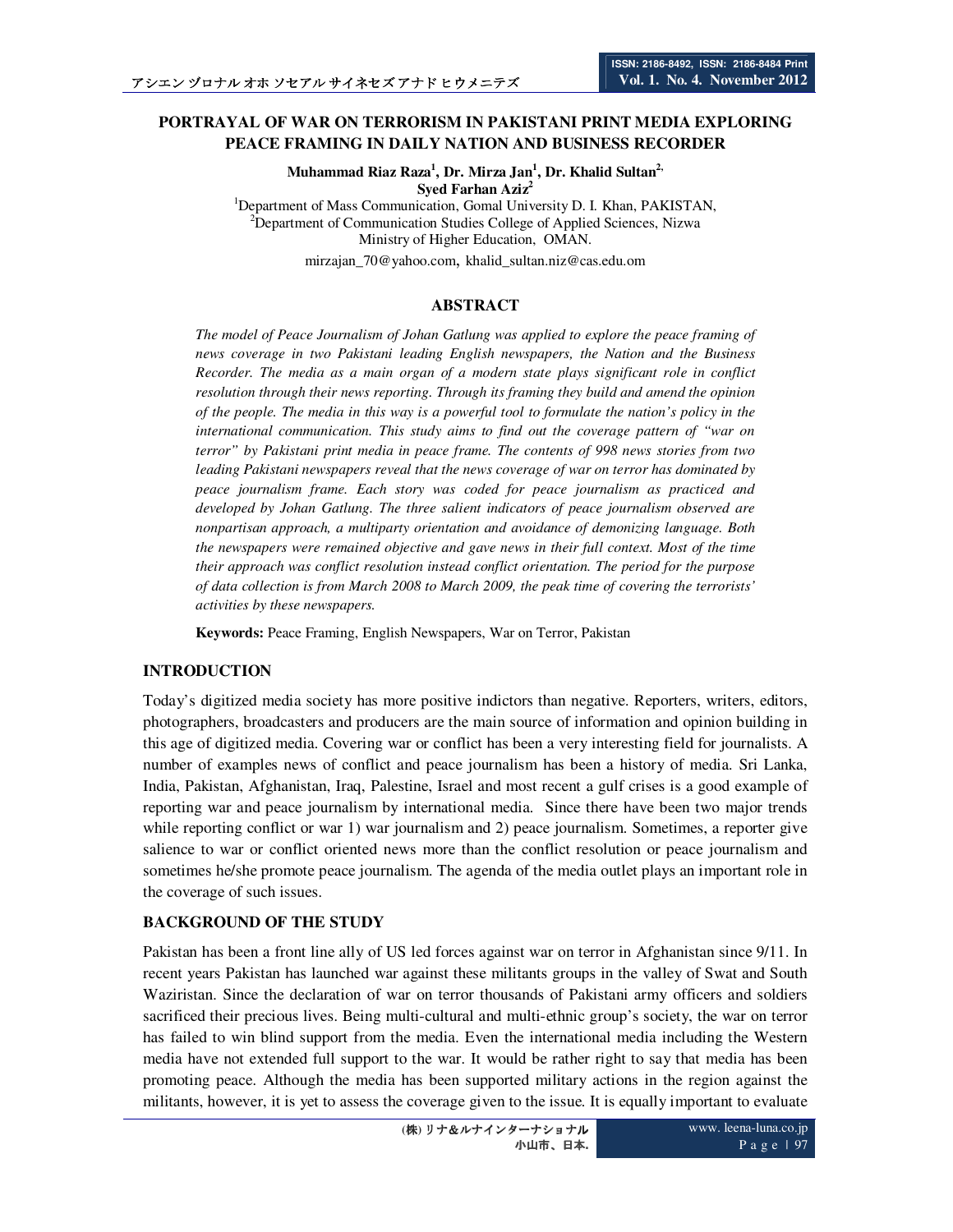# PORTRAYAL OF WAR ON TERRORISM IN PAKISTANI PRINT MEDIA EXPLORING PEACE FRAMING IN DAILY NATION AND BUSINESS RECORDER

**Muhammad Riaz Raza[1], Dr. Mirza Jan[1], Dr. Khalid Sultan[2], Syed Farhan Aziz[2]**

[1]Department of Mass Communication, Gomal University D. I. Khan, PAKISTAN,
[2]Department of Communication Studies College of Applied Sciences, Nizwa Ministry of Higher Education, OMAN.

mirzajan_70@yahoo.com, khalid_sultan.niz@cas.edu.om

## ABSTRACT

*The model of Peace Journalism of Johan Gatlung was applied to explore the peace framing of news coverage in two Pakistani leading English newspapers, the Nation and the Business Recorder. The media as a main organ of a modern state plays significant role in conflict resolution through their news reporting. Through its framing they build and amend the opinion of the people. The media in this way is a powerful tool to formulate the nation's policy in the international communication. This study aims to find out the coverage pattern of "war on terror" by Pakistani print media in peace frame. The contents of 998 news stories from two leading Pakistani newspapers reveal that the news coverage of war on terror has dominated by peace journalism frame. Each story was coded for peace journalism as practiced and developed by Johan Gatlung. The three salient indicators of peace journalism observed are nonpartisan approach, a multiparty orientation and avoidance of demonizing language. Both the newspapers were remained objective and gave news in their full context. Most of the time their approach was conflict resolution instead conflict orientation. The period for the purpose of data collection is from March 2008 to March 2009, the peak time of covering the terrorists' activities by these newspapers.*

**Keywords:** Peace Framing, English Newspapers, War on Terror, Pakistan

## INTRODUCTION

Today's digitized media society has more positive indictors than negative. Reporters, writers, editors, photographers, broadcasters and producers are the main source of information and opinion building in this age of digitized media. Covering war or conflict has been a very interesting field for journalists. A number of examples news of conflict and peace journalism has been a history of media. Sri Lanka, India, Pakistan, Afghanistan, Iraq, Palestine, Israel and most recent a gulf crises is a good example of reporting war and peace journalism by international media. Since there have been two major trends while reporting conflict or war 1) war journalism and 2) peace journalism. Sometimes, a reporter give salience to war or conflict oriented news more than the conflict resolution or peace journalism and sometimes he/she promote peace journalism. The agenda of the media outlet plays an important role in the coverage of such issues.

## BACKGROUND OF THE STUDY

Pakistan has been a front line ally of US led forces against war on terror in Afghanistan since 9/11. In recent years Pakistan has launched war against these militants groups in the valley of Swat and South Waziristan. Since the declaration of war on terror thousands of Pakistani army officers and soldiers sacrificed their precious lives. Being multi-cultural and multi-ethnic group's society, the war on terror has failed to win blind support from the media. Even the international media including the Western media have not extended full support to the war. It would be rather right to say that media has been promoting peace. Although the media has been supported military actions in the region against the militants, however, it is yet to assess the coverage given to the issue. It is equally important to evaluate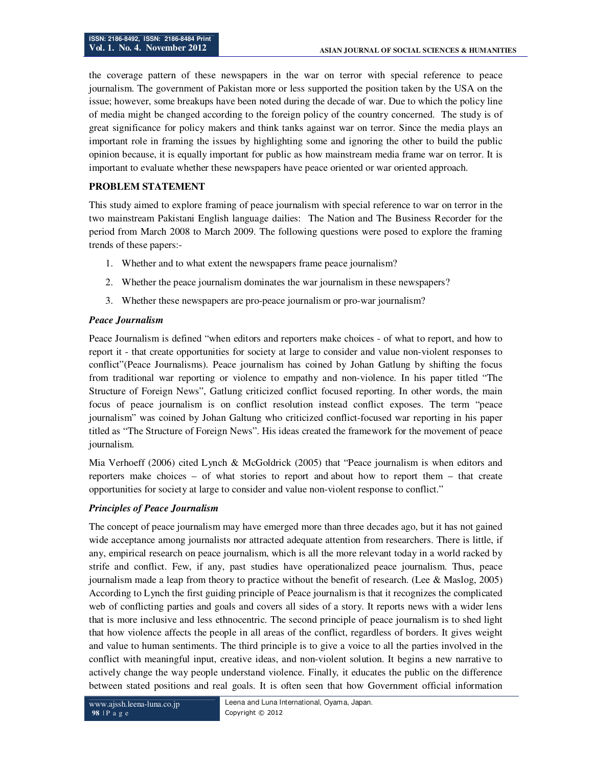the coverage pattern of these newspapers in the war on terror with special reference to peace journalism. The government of Pakistan more or less supported the position taken by the USA on the issue; however, some breakups have been noted during the decade of war. Due to which the policy line of media might be changed according to the foreign policy of the country concerned. The study is of great significance for policy makers and think tanks against war on terror. Since the media plays an important role in framing the issues by highlighting some and ignoring the other to build the public opinion because, it is equally important for public as how mainstream media frame war on terror. It is important to evaluate whether these newspapers have peace oriented or war oriented approach.

## PROBLEM STATEMENT

This study aimed to explore framing of peace journalism with special reference to war on terror in the two mainstream Pakistani English language dailies: The Nation and The Business Recorder for the period from March 2008 to March 2009. The following questions were posed to explore the framing trends of these papers:-

1. Whether and to what extent the newspapers frame peace journalism?
2. Whether the peace journalism dominates the war journalism in these newspapers?
3. Whether these newspapers are pro-peace journalism or pro-war journalism?

### *Peace Journalism*

Peace Journalism is defined "when editors and reporters make choices - of what to report, and how to report it - that create opportunities for society at large to consider and value non-violent responses to conflict"(Peace Journalisms). Peace journalism has coined by Johan Gatlung by shifting the focus from traditional war reporting or violence to empathy and non-violence. In his paper titled "The Structure of Foreign News", Gatlung criticized conflict focused reporting. In other words, the main focus of peace journalism is on conflict resolution instead conflict exposes. The term "peace journalism" was coined by Johan Galtung who criticized conflict-focused war reporting in his paper titled as "The Structure of Foreign News". His ideas created the framework for the movement of peace journalism.

Mia Verhoeff (2006) cited Lynch & McGoldrick (2005) that "Peace journalism is when editors and reporters make choices – of what stories to report and about how to report them – that create opportunities for society at large to consider and value non-violent response to conflict."

### *Principles of Peace Journalism*

The concept of peace journalism may have emerged more than three decades ago, but it has not gained wide acceptance among journalists nor attracted adequate attention from researchers. There is little, if any, empirical research on peace journalism, which is all the more relevant today in a world racked by strife and conflict. Few, if any, past studies have operationalized peace journalism. Thus, peace journalism made a leap from theory to practice without the benefit of research. (Lee & Maslog, 2005) According to Lynch the first guiding principle of Peace journalism is that it recognizes the complicated web of conflicting parties and goals and covers all sides of a story. It reports news with a wider lens that is more inclusive and less ethnocentric. The second principle of peace journalism is to shed light that how violence affects the people in all areas of the conflict, regardless of borders. It gives weight and value to human sentiments. The third principle is to give a voice to all the parties involved in the conflict with meaningful input, creative ideas, and non-violent solution. It begins a new narrative to actively change the way people understand violence. Finally, it educates the public on the difference between stated positions and real goals. It is often seen that how Government official information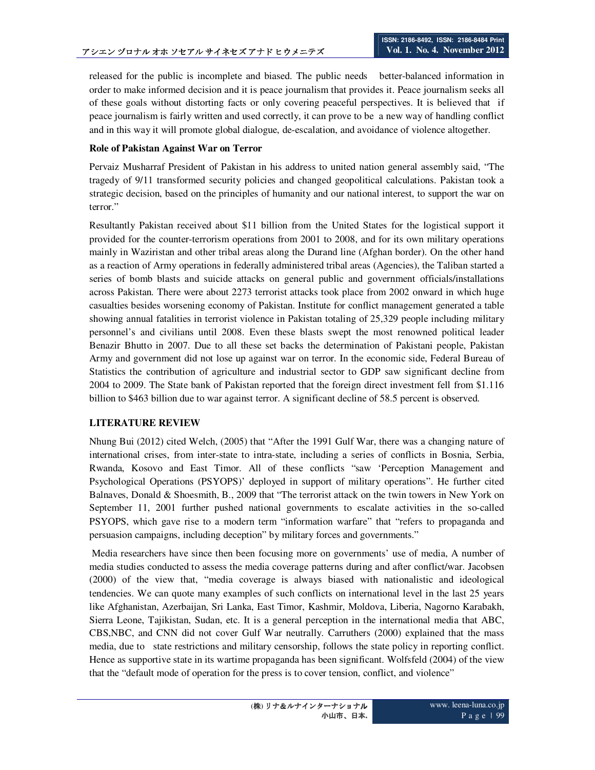released for the public is incomplete and biased. The public needs better-balanced information in order to make informed decision and it is peace journalism that provides it. Peace journalism seeks all of these goals without distorting facts or only covering peaceful perspectives. It is believed that if peace journalism is fairly written and used correctly, it can prove to be a new way of handling conflict and in this way it will promote global dialogue, de-escalation, and avoidance of violence altogether.

**Role of Pakistan Against War on Terror**

Pervaiz Musharraf President of Pakistan in his address to united nation general assembly said, "The tragedy of 9/11 transformed security policies and changed geopolitical calculations. Pakistan took a strategic decision, based on the principles of humanity and our national interest, to support the war on terror."

Resultantly Pakistan received about \$11 billion from the United States for the logistical support it provided for the counter-terrorism operations from 2001 to 2008, and for its own military operations mainly in Waziristan and other tribal areas along the Durand line (Afghan border). On the other hand as a reaction of Army operations in federally administered tribal areas (Agencies), the Taliban started a series of bomb blasts and suicide attacks on general public and government officials/installations across Pakistan. There were about 2273 terrorist attacks took place from 2002 onward in which huge casualties besides worsening economy of Pakistan. Institute for conflict management generated a table showing annual fatalities in terrorist violence in Pakistan totaling of 25,329 people including military personnel's and civilians until 2008. Even these blasts swept the most renowned political leader Benazir Bhutto in 2007. Due to all these set backs the determination of Pakistani people, Pakistan Army and government did not lose up against war on terror. In the economic side, Federal Bureau of Statistics the contribution of agriculture and industrial sector to GDP saw significant decline from 2004 to 2009. The State bank of Pakistan reported that the foreign direct investment fell from \$1.116 billion to \$463 billion due to war against terror. A significant decline of 58.5 percent is observed.

**LITERATURE REVIEW**

Nhung Bui (2012) cited Welch, (2005) that "After the 1991 Gulf War, there was a changing nature of international crises, from inter-state to intra-state, including a series of conflicts in Bosnia, Serbia, Rwanda, Kosovo and East Timor. All of these conflicts "saw 'Perception Management and Psychological Operations (PSYOPS)' deployed in support of military operations". He further cited Balnaves, Donald & Shoesmith, B., 2009 that "The terrorist attack on the twin towers in New York on September 11, 2001 further pushed national governments to escalate activities in the so-called PSYOPS, which gave rise to a modern term "information warfare" that "refers to propaganda and persuasion campaigns, including deception" by military forces and governments."

Media researchers have since then been focusing more on governments' use of media, A number of media studies conducted to assess the media coverage patterns during and after conflict/war. Jacobsen (2000) of the view that, "media coverage is always biased with nationalistic and ideological tendencies. We can quote many examples of such conflicts on international level in the last 25 years like Afghanistan, Azerbaijan, Sri Lanka, East Timor, Kashmir, Moldova, Liberia, Nagorno Karabakh, Sierra Leone, Tajikistan, Sudan, etc. It is a general perception in the international media that ABC, CBS,NBC, and CNN did not cover Gulf War neutrally. Carruthers (2000) explained that the mass media, due to state restrictions and military censorship, follows the state policy in reporting conflict. Hence as supportive state in its wartime propaganda has been significant. Wolfsfeld (2004) of the view that the "default mode of operation for the press is to cover tension, conflict, and violence"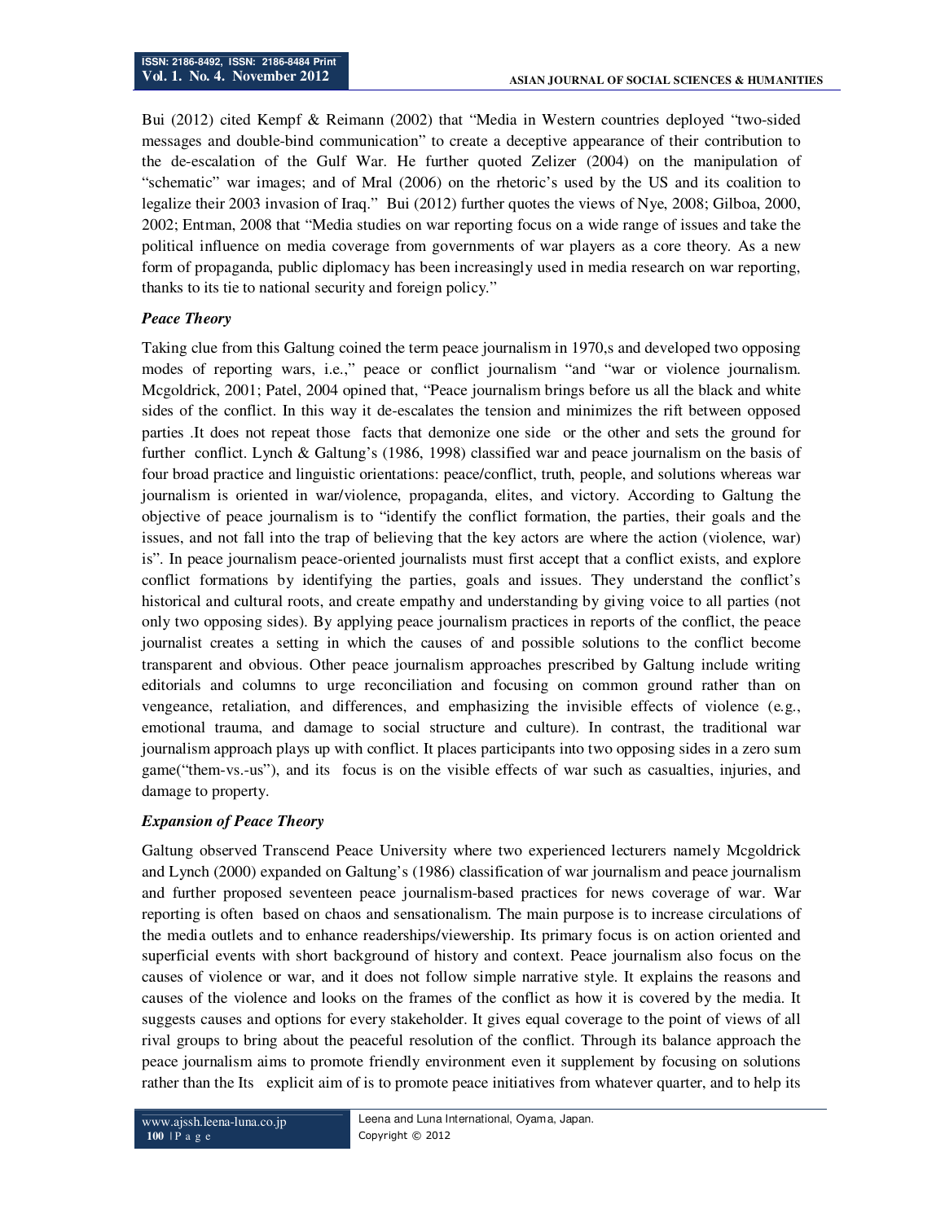Bui (2012) cited Kempf & Reimann (2002) that "Media in Western countries deployed "two-sided messages and double-bind communication" to create a deceptive appearance of their contribution to the de-escalation of the Gulf War. He further quoted Zelizer (2004) on the manipulation of "schematic" war images; and of Mral (2006) on the rhetoric's used by the US and its coalition to legalize their 2003 invasion of Iraq." Bui (2012) further quotes the views of Nye, 2008; Gilboa, 2000, 2002; Entman, 2008 that "Media studies on war reporting focus on a wide range of issues and take the political influence on media coverage from governments of war players as a core theory. As a new form of propaganda, public diplomacy has been increasingly used in media research on war reporting, thanks to its tie to national security and foreign policy."

***Peace Theory***

Taking clue from this Galtung coined the term peace journalism in 1970,s and developed two opposing modes of reporting wars, i.e.," peace or conflict journalism "and "war or violence journalism. Mcgoldrick, 2001; Patel, 2004 opined that, "Peace journalism brings before us all the black and white sides of the conflict. In this way it de-escalates the tension and minimizes the rift between opposed parties .It does not repeat those facts that demonize one side or the other and sets the ground for further conflict. Lynch & Galtung's (1986, 1998) classified war and peace journalism on the basis of four broad practice and linguistic orientations: peace/conflict, truth, people, and solutions whereas war journalism is oriented in war/violence, propaganda, elites, and victory. According to Galtung the objective of peace journalism is to "identify the conflict formation, the parties, their goals and the issues, and not fall into the trap of believing that the key actors are where the action (violence, war) is". In peace journalism peace-oriented journalists must first accept that a conflict exists, and explore conflict formations by identifying the parties, goals and issues. They understand the conflict's historical and cultural roots, and create empathy and understanding by giving voice to all parties (not only two opposing sides). By applying peace journalism practices in reports of the conflict, the peace journalist creates a setting in which the causes of and possible solutions to the conflict become transparent and obvious. Other peace journalism approaches prescribed by Galtung include writing editorials and columns to urge reconciliation and focusing on common ground rather than on vengeance, retaliation, and differences, and emphasizing the invisible effects of violence (e.g., emotional trauma, and damage to social structure and culture). In contrast, the traditional war journalism approach plays up with conflict. It places participants into two opposing sides in a zero sum game("them-vs.-us"), and its focus is on the visible effects of war such as casualties, injuries, and damage to property.

***Expansion of Peace Theory***

Galtung observed Transcend Peace University where two experienced lecturers namely Mcgoldrick and Lynch (2000) expanded on Galtung's (1986) classification of war journalism and peace journalism and further proposed seventeen peace journalism-based practices for news coverage of war. War reporting is often based on chaos and sensationalism. The main purpose is to increase circulations of the media outlets and to enhance readerships/viewership. Its primary focus is on action oriented and superficial events with short background of history and context. Peace journalism also focus on the causes of violence or war, and it does not follow simple narrative style. It explains the reasons and causes of the violence and looks on the frames of the conflict as how it is covered by the media. It suggests causes and options for every stakeholder. It gives equal coverage to the point of views of all rival groups to bring about the peaceful resolution of the conflict. Through its balance approach the peace journalism aims to promote friendly environment even it supplement by focusing on solutions rather than the Its explicit aim of is to promote peace initiatives from whatever quarter, and to help its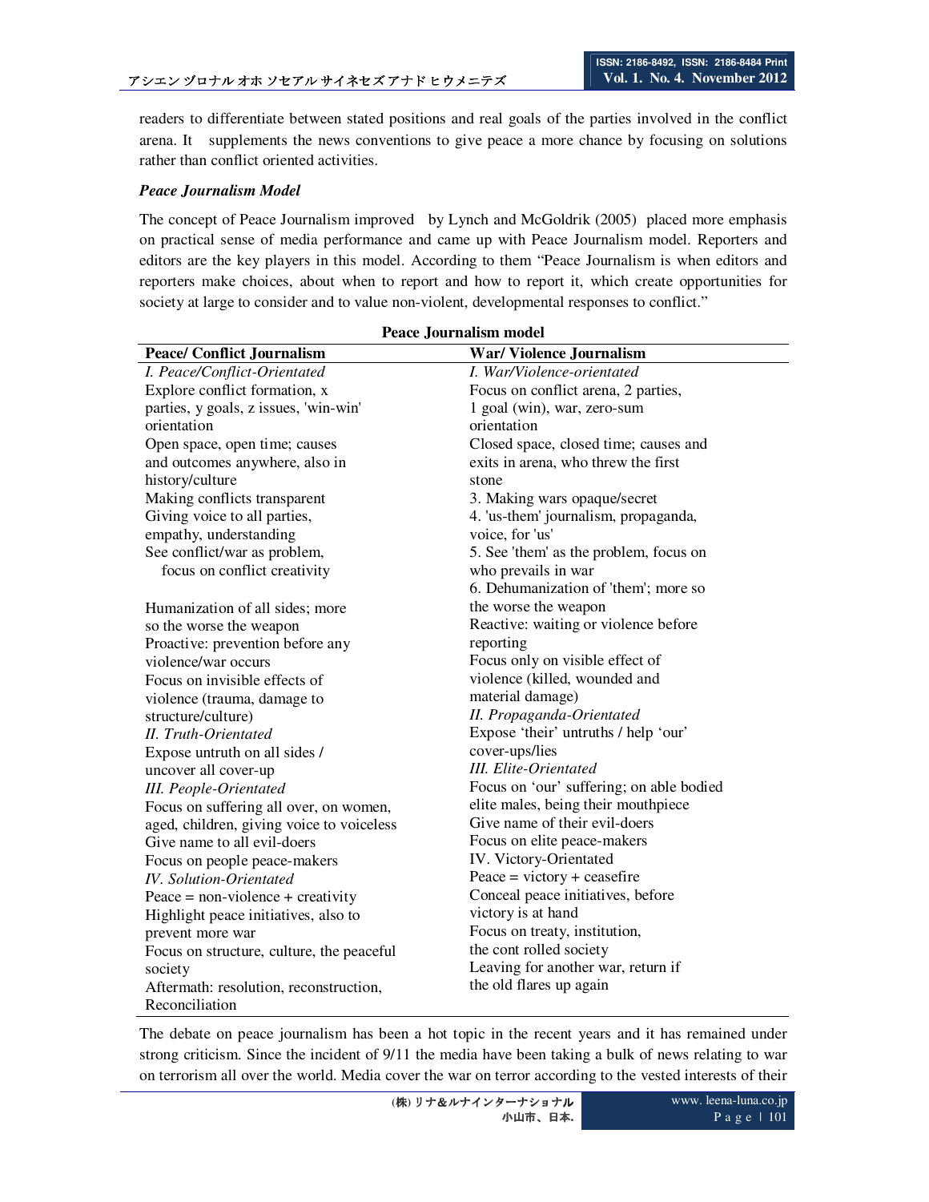readers to differentiate between stated positions and real goals of the parties involved in the conflict arena. It supplements the news conventions to give peace a more chance by focusing on solutions rather than conflict oriented activities.

***Peace Journalism Model***

The concept of Peace Journalism improved by Lynch and McGoldrik (2005) placed more emphasis on practical sense of media performance and came up with Peace Journalism model. Reporters and editors are the key players in this model. According to them "Peace Journalism is when editors and reporters make choices, about when to report and how to report it, which create opportunities for society at large to consider and to value non-violent, developmental responses to conflict."

**Peace Journalism model**

| **Peace/ Conflict Journalism** | **War/ Violence Journalism** |
|---|---|
| *I. Peace/Conflict-Orientated* | *I. War/Violence-orientated* |
| Explore conflict formation, x parties, y goals, z issues, 'win-win' orientation | Focus on conflict arena, 2 parties, 1 goal (win), war, zero-sum orientation |
| Open space, open time; causes and outcomes anywhere, also in history/culture | Closed space, closed time; causes and exits in arena, who threw the first stone |
| Making conflicts transparent | 3. Making wars opaque/secret |
| Giving voice to all parties, empathy, understanding | 4. 'us-them' journalism, propaganda, voice, for 'us' |
| See conflict/war as problem, focus on conflict creativity | 5. See 'them' as the problem, focus on who prevails in war |
| Humanization of all sides; more so the worse the weapon | 6. Dehumanization of 'them'; more so the worse the weapon |
| Proactive: prevention before any violence/war occurs | Reactive: waiting or violence before reporting |
| Focus on invisible effects of violence (trauma, damage to structure/culture) | Focus only on visible effect of violence (killed, wounded and material damage) |
| *II. Truth-Orientated* | *II. Propaganda-Orientated* |
| Expose untruth on all sides / uncover all cover-up | Expose 'their' untruths / help 'our' cover-ups/lies |
| *III. People-Orientated* | *III. Elite-Orientated* |
| Focus on suffering all over, on women, aged, children, giving voice to voiceless | Focus on 'our' suffering; on able bodied elite males, being their mouthpiece |
| Give name to all evil-doers | Give name of their evil-doers |
| Focus on people peace-makers | Focus on elite peace-makers |
| *IV. Solution-Orientated* | IV. Victory-Orientated |
| Peace = non-violence + creativity | Peace = victory + ceasefire |
| Highlight peace initiatives, also to prevent more war | Conceal peace initiatives, before victory is at hand |
| Focus on structure, culture, the peaceful society | Focus on treaty, institution, the cont rolled society |
| Aftermath: resolution, reconstruction, Reconciliation | Leaving for another war, return if the old flares up again |

The debate on peace journalism has been a hot topic in the recent years and it has remained under strong criticism. Since the incident of 9/11 the media have been taking a bulk of news relating to war on terrorism all over the world. Media cover the war on terror according to the vested interests of their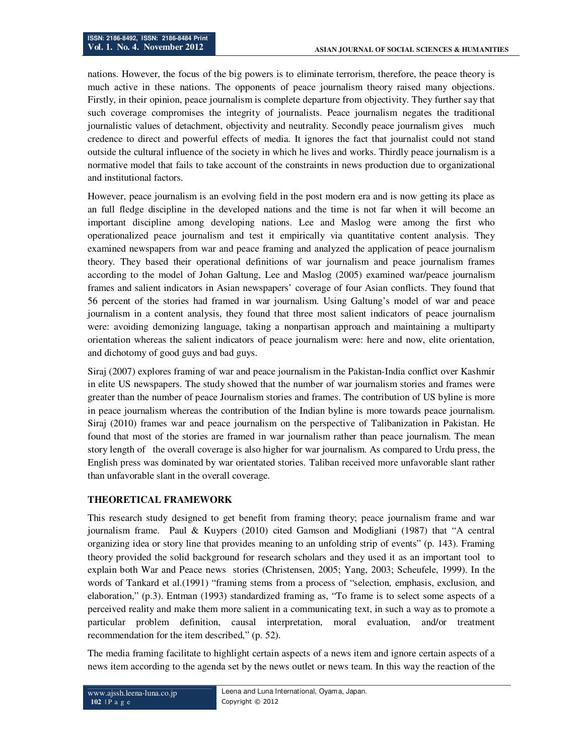nations. However, the focus of the big powers is to eliminate terrorism, therefore, the peace theory is much active in these nations. The opponents of peace journalism theory raised many objections. Firstly, in their opinion, peace journalism is complete departure from objectivity. They further say that such coverage compromises the integrity of journalists. Peace journalism negates the traditional journalistic values of detachment, objectivity and neutrality. Secondly peace journalism gives much credence to direct and powerful effects of media. It ignores the fact that journalist could not stand outside the cultural influence of the society in which he lives and works. Thirdly peace journalism is a normative model that fails to take account of the constraints in news production due to organizational and institutional factors.

However, peace journalism is an evolving field in the post modern era and is now getting its place as an full fledge discipline in the developed nations and the time is not far when it will become an important discipline among developing nations. Lee and Maslog were among the first who operationalized peace journalism and test it empirically via quantitative content analysis. They examined newspapers from war and peace framing and analyzed the application of peace journalism theory. They based their operational definitions of war journalism and peace journalism frames according to the model of Johan Galtung, Lee and Maslog (2005) examined war/peace journalism frames and salient indicators in Asian newspapers' coverage of four Asian conflicts. They found that 56 percent of the stories had framed in war journalism. Using Galtung's model of war and peace journalism in a content analysis, they found that three most salient indicators of peace journalism were: avoiding demonizing language, taking a nonpartisan approach and maintaining a multiparty orientation whereas the salient indicators of peace journalism were: here and now, elite orientation, and dichotomy of good guys and bad guys.

Siraj (2007) explores framing of war and peace journalism in the Pakistan-India conflict over Kashmir in elite US newspapers. The study showed that the number of war journalism stories and frames were greater than the number of peace Journalism stories and frames. The contribution of US byline is more in peace journalism whereas the contribution of the Indian byline is more towards peace journalism. Siraj (2010) frames war and peace journalism on the perspective of Talibanization in Pakistan. He found that most of the stories are framed in war journalism rather than peace journalism. The mean story length of the overall coverage is also higher for war journalism. As compared to Urdu press, the English press was dominated by war orientated stories. Taliban received more unfavorable slant rather than unfavorable slant in the overall coverage.

## THEORETICAL FRAMEWORK

This research study designed to get benefit from framing theory; peace journalism frame and war journalism frame. Paul & Kuypers (2010) cited Gamson and Modigliani (1987) that "A central organizing idea or story line that provides meaning to an unfolding strip of events" (p. 143). Framing theory provided the solid background for research scholars and they used it as an important tool to explain both War and Peace news stories (Christensen, 2005; Yang, 2003; Scheufele, 1999). In the words of Tankard et al.(1991) "framing stems from a process of "selection, emphasis, exclusion, and elaboration," (p.3). Entman (1993) standardized framing as, "To frame is to select some aspects of a perceived reality and make them more salient in a communicating text, in such a way as to promote a particular problem definition, causal interpretation, moral evaluation, and/or treatment recommendation for the item described," (p. 52).

The media framing facilitate to highlight certain aspects of a news item and ignore certain aspects of a news item according to the agenda set by the news outlet or news team. In this way the reaction of the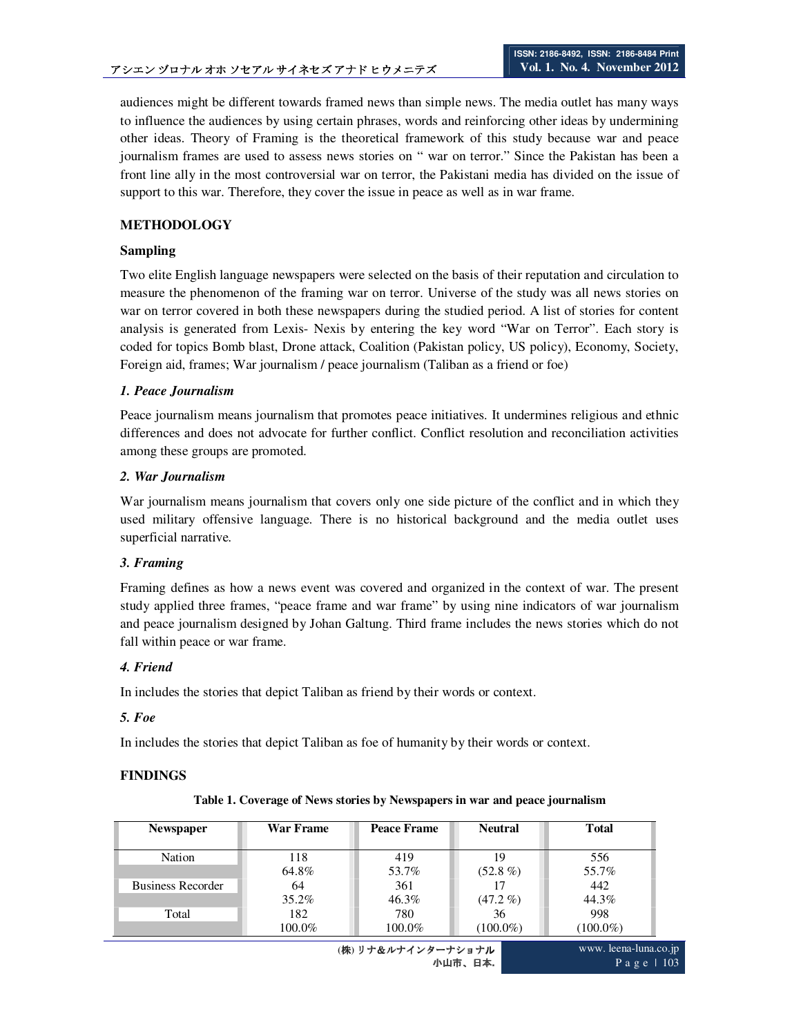audiences might be different towards framed news than simple news. The media outlet has many ways to influence the audiences by using certain phrases, words and reinforcing other ideas by undermining other ideas. Theory of Framing is the theoretical framework of this study because war and peace journalism frames are used to assess news stories on " war on terror." Since the Pakistan has been a front line ally in the most controversial war on terror, the Pakistani media has divided on the issue of support to this war. Therefore, they cover the issue in peace as well as in war frame.

## METHODOLOGY

### Sampling

Two elite English language newspapers were selected on the basis of their reputation and circulation to measure the phenomenon of the framing war on terror. Universe of the study was all news stories on war on terror covered in both these newspapers during the studied period. A list of stories for content analysis is generated from Lexis- Nexis by entering the key word "War on Terror". Each story is coded for topics Bomb blast, Drone attack, Coalition (Pakistan policy, US policy), Economy, Society, Foreign aid, frames; War journalism / peace journalism (Taliban as a friend or foe)

#### *1. Peace Journalism*

Peace journalism means journalism that promotes peace initiatives. It undermines religious and ethnic differences and does not advocate for further conflict. Conflict resolution and reconciliation activities among these groups are promoted.

#### *2. War Journalism*

War journalism means journalism that covers only one side picture of the conflict and in which they used military offensive language. There is no historical background and the media outlet uses superficial narrative.

#### *3. Framing*

Framing defines as how a news event was covered and organized in the context of war. The present study applied three frames, "peace frame and war frame" by using nine indicators of war journalism and peace journalism designed by Johan Galtung. Third frame includes the news stories which do not fall within peace or war frame.

#### *4. Friend*

In includes the stories that depict Taliban as friend by their words or context.

#### *5. Foe*

In includes the stories that depict Taliban as foe of humanity by their words or context.

## FINDINGS

**Table 1. Coverage of News stories by Newspapers in war and peace journalism**

| Newspaper | War Frame | Peace Frame | Neutral | Total |
|---|---|---|---|---|
| Nation | 118<br>64.8% | 419<br>53.7% | 19<br>(52.8 %) | 556<br>55.7% |
| Business Recorder | 64<br>35.2% | 361<br>46.3% | 17<br>(47.2 %) | 442<br>44.3% |
| Total | 182<br>100.0% | 780<br>100.0% | 36<br>(100.0%) | 998<br>(100.0%) |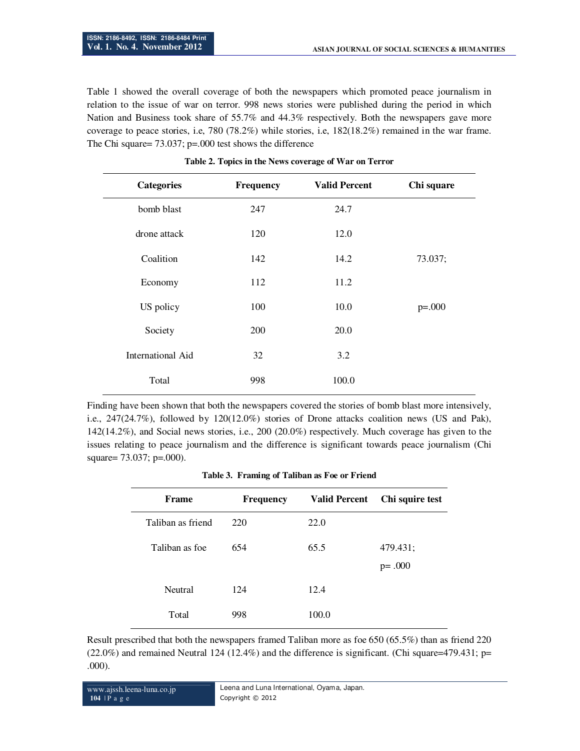Table 1 showed the overall coverage of both the newspapers which promoted peace journalism in relation to the issue of war on terror. 998 news stories were published during the period in which Nation and Business took share of 55.7% and 44.3% respectively. Both the newspapers gave more coverage to peace stories, i.e, 780 (78.2%) while stories, i.e, 182(18.2%) remained in the war frame. The Chi square= 73.037; p=.000 test shows the difference

**Table 2. Topics in the News coverage of War on Terror**

| Categories | Frequency | Valid Percent | Chi square |
|---|---|---|---|
| bomb blast | 247 | 24.7 | |
| drone attack | 120 | 12.0 | |
| Coalition | 142 | 14.2 | 73.037; |
| Economy | 112 | 11.2 | |
| US policy | 100 | 10.0 | p=.000 |
| Society | 200 | 20.0 | |
| International Aid | 32 | 3.2 | |
| Total | 998 | 100.0 | |

Finding have been shown that both the newspapers covered the stories of bomb blast more intensively, i.e., 247(24.7%), followed by 120(12.0%) stories of Drone attacks coalition news (US and Pak), 142(14.2%), and Social news stories, i.e., 200 (20.0%) respectively. Much coverage has given to the issues relating to peace journalism and the difference is significant towards peace journalism (Chi square= 73.037; p=.000).

**Table 3. Framing of Taliban as Foe or Friend**

| Frame | Frequency | Valid Percent | Chi squire test |
|---|---|---|---|
| Taliban as friend | 220 | 22.0 | |
| Taliban as foe | 654 | 65.5 | 479.431; p= .000 |
| Neutral | 124 | 12.4 | |
| Total | 998 | 100.0 | |

Result prescribed that both the newspapers framed Taliban more as foe 650 (65.5%) than as friend 220 (22.0%) and remained Neutral 124 (12.4%) and the difference is significant. (Chi square=479.431; p= .000).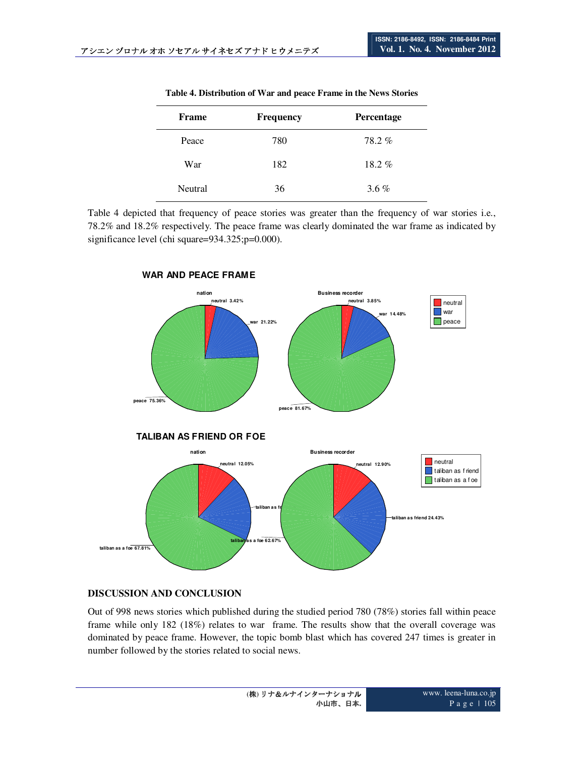**Table 4. Distribution of War and peace Frame in the News Stories**

| Frame | Frequency | Percentage |
|---|---|---|
| Peace | 780 | 78.2 % |
| War | 182 | 18.2 % |
| Neutral | 36 | 3.6 % |

Table 4 depicted that frequency of peace stories was greater than the frequency of war stories i.e., 78.2% and 18.2% respectively. The peace frame was clearly dominated the war frame as indicated by significance level (chi square=934.325;p=0.000).

**WAR AND PEACE FRAME**

nation: neutral 3.42%, war 21.22%, peace 75.36%

Business recorder: neutral 3.85%, war 14.48%, peace 81.67%

**TALIBAN AS FRIEND OR FOE**

nation: neutral 12.05%, taliban as fr..., taliban as a foe 67.81%

Business recorder: neutral 12.90%, taliban as friend 24.43%, taliban as a foe 62.67%

## DISCUSSION AND CONCLUSION

Out of 998 news stories which published during the studied period 780 (78%) stories fall within peace frame while only 182 (18%) relates to war frame. The results show that the overall coverage was dominated by peace frame. However, the topic bomb blast which has covered 247 times is greater in number followed by the stories related to social news.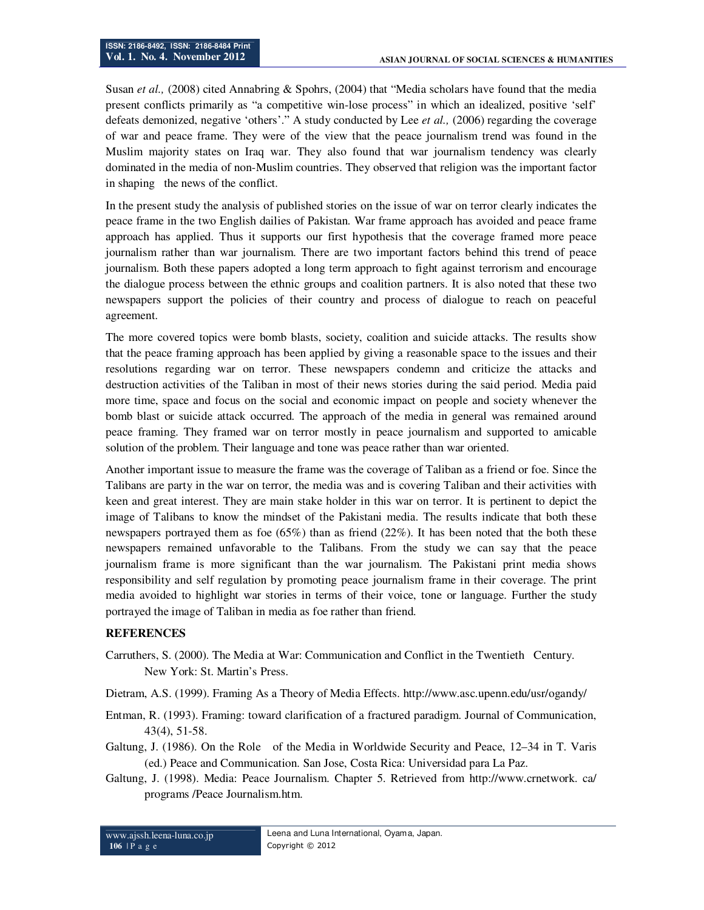Susan *et al.,* (2008) cited Annabring & Spohrs, (2004) that "Media scholars have found that the media present conflicts primarily as "a competitive win-lose process" in which an idealized, positive 'self' defeats demonized, negative 'others'." A study conducted by Lee *et al.,* (2006) regarding the coverage of war and peace frame. They were of the view that the peace journalism trend was found in the Muslim majority states on Iraq war. They also found that war journalism tendency was clearly dominated in the media of non-Muslim countries. They observed that religion was the important factor in shaping the news of the conflict.

In the present study the analysis of published stories on the issue of war on terror clearly indicates the peace frame in the two English dailies of Pakistan. War frame approach has avoided and peace frame approach has applied. Thus it supports our first hypothesis that the coverage framed more peace journalism rather than war journalism. There are two important factors behind this trend of peace journalism. Both these papers adopted a long term approach to fight against terrorism and encourage the dialogue process between the ethnic groups and coalition partners. It is also noted that these two newspapers support the policies of their country and process of dialogue to reach on peaceful agreement.

The more covered topics were bomb blasts, society, coalition and suicide attacks. The results show that the peace framing approach has been applied by giving a reasonable space to the issues and their resolutions regarding war on terror. These newspapers condemn and criticize the attacks and destruction activities of the Taliban in most of their news stories during the said period. Media paid more time, space and focus on the social and economic impact on people and society whenever the bomb blast or suicide attack occurred. The approach of the media in general was remained around peace framing. They framed war on terror mostly in peace journalism and supported to amicable solution of the problem. Their language and tone was peace rather than war oriented.

Another important issue to measure the frame was the coverage of Taliban as a friend or foe. Since the Talibans are party in the war on terror, the media was and is covering Taliban and their activities with keen and great interest. They are main stake holder in this war on terror. It is pertinent to depict the image of Talibans to know the mindset of the Pakistani media. The results indicate that both these newspapers portrayed them as foe (65%) than as friend (22%). It has been noted that the both these newspapers remained unfavorable to the Talibans. From the study we can say that the peace journalism frame is more significant than the war journalism. The Pakistani print media shows responsibility and self regulation by promoting peace journalism frame in their coverage. The print media avoided to highlight war stories in terms of their voice, tone or language. Further the study portrayed the image of Taliban in media as foe rather than friend.

## REFERENCES

Carruthers, S. (2000). The Media at War: Communication and Conflict in the Twentieth Century. New York: St. Martin's Press.

Dietram, A.S. (1999). Framing As a Theory of Media Effects. http://www.asc.upenn.edu/usr/ogandy/

Entman, R. (1993). Framing: toward clarification of a fractured paradigm. Journal of Communication, 43(4), 51-58.

Galtung, J. (1986). On the Role of the Media in Worldwide Security and Peace, 12–34 in T. Varis (ed.) Peace and Communication. San Jose, Costa Rica: Universidad para La Paz.

Galtung, J. (1998). Media: Peace Journalism. Chapter 5. Retrieved from http://www.crnetwork. ca/ programs /Peace Journalism.htm.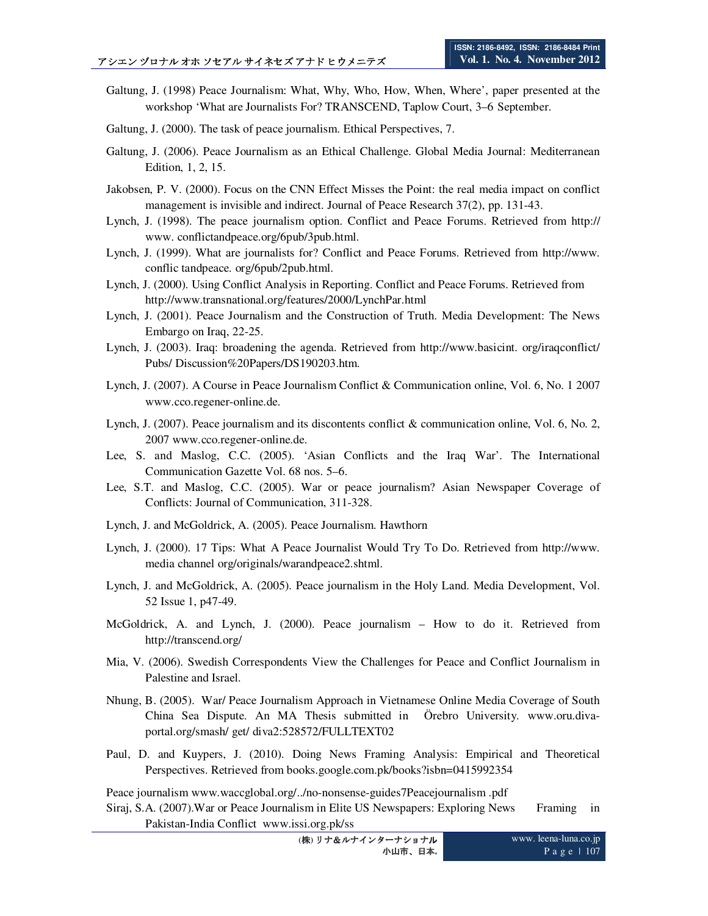Galtung, J. (1998) Peace Journalism: What, Why, Who, How, When, Where', paper presented at the workshop 'What are Journalists For? TRANSCEND, Taplow Court, 3–6 September.

Galtung, J. (2000). The task of peace journalism. Ethical Perspectives, 7.

Galtung, J. (2006). Peace Journalism as an Ethical Challenge. Global Media Journal: Mediterranean Edition, 1, 2, 15.

Jakobsen, P. V. (2000). Focus on the CNN Effect Misses the Point: the real media impact on conflict management is invisible and indirect. Journal of Peace Research 37(2), pp. 131-43.

Lynch, J. (1998). The peace journalism option. Conflict and Peace Forums. Retrieved from http:// www. conflictandpeace.org/6pub/3pub.html.

Lynch, J. (1999). What are journalists for? Conflict and Peace Forums. Retrieved from http://www. conflic tandpeace. org/6pub/2pub.html.

Lynch, J. (2000). Using Conflict Analysis in Reporting. Conflict and Peace Forums. Retrieved from http://www.transnational.org/features/2000/LynchPar.html

Lynch, J. (2001). Peace Journalism and the Construction of Truth. Media Development: The News Embargo on Iraq, 22-25.

Lynch, J. (2003). Iraq: broadening the agenda. Retrieved from http://www.basicint. org/iraqconflict/ Pubs/ Discussion%20Papers/DS190203.htm.

Lynch, J. (2007). A Course in Peace Journalism Conflict & Communication online, Vol. 6, No. 1 2007 www.cco.regener-online.de.

Lynch, J. (2007). Peace journalism and its discontents conflict & communication online, Vol. 6, No. 2, 2007 www.cco.regener-online.de.

Lee, S. and Maslog, C.C. (2005). 'Asian Conflicts and the Iraq War'. The International Communication Gazette Vol. 68 nos. 5–6.

Lee, S.T. and Maslog, C.C. (2005). War or peace journalism? Asian Newspaper Coverage of Conflicts: Journal of Communication, 311-328.

Lynch, J. and McGoldrick, A. (2005). Peace Journalism. Hawthorn

Lynch, J. (2000). 17 Tips: What A Peace Journalist Would Try To Do. Retrieved from http://www. media channel org/originals/warandpeace2.shtml.

Lynch, J. and McGoldrick, A. (2005). Peace journalism in the Holy Land. Media Development, Vol. 52 Issue 1, p47-49.

McGoldrick, A. and Lynch, J. (2000). Peace journalism – How to do it. Retrieved from http://transcend.org/

Mia, V. (2006). Swedish Correspondents View the Challenges for Peace and Conflict Journalism in Palestine and Israel.

Nhung, B. (2005). War/ Peace Journalism Approach in Vietnamese Online Media Coverage of South China Sea Dispute. An MA Thesis submitted in Örebro University. www.oru.diva-portal.org/smash/ get/ diva2:528572/FULLTEXT02

Paul, D. and Kuypers, J. (2010). Doing News Framing Analysis: Empirical and Theoretical Perspectives. Retrieved from books.google.com.pk/books?isbn=0415992354

Peace journalism www.waccglobal.org/../no-nonsense-guides7Peacejournalism .pdf

Siraj, S.A. (2007).War or Peace Journalism in Elite US Newspapers: Exploring News Framing in Pakistan-India Conflict www.issi.org.pk/ss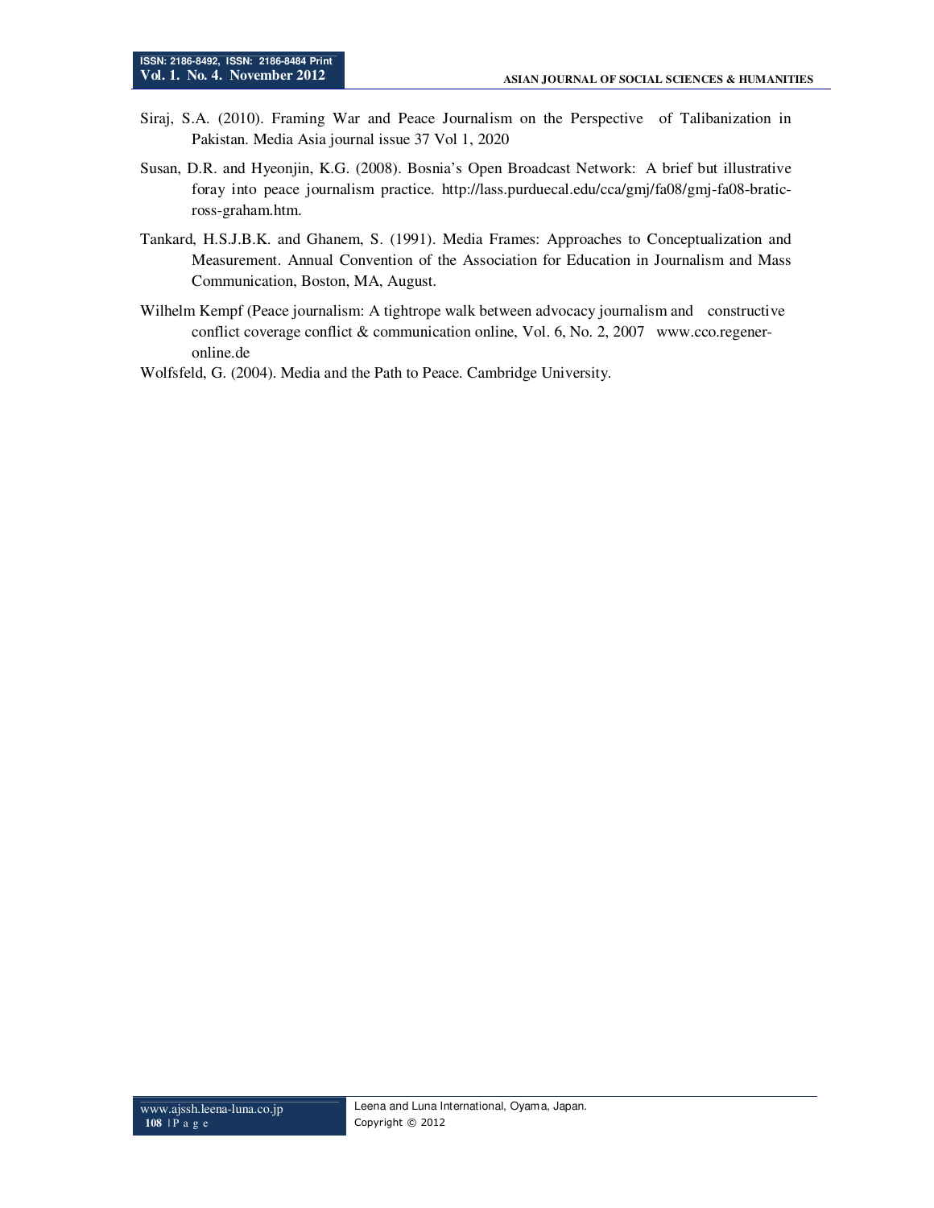Siraj, S.A. (2010). Framing War and Peace Journalism on the Perspective of Talibanization in Pakistan. Media Asia journal issue 37 Vol 1, 2020

Susan, D.R. and Hyeonjin, K.G. (2008). Bosnia's Open Broadcast Network: A brief but illustrative foray into peace journalism practice. http://lass.purduecal.edu/cca/gmj/fa08/gmj-fa08-bratic-ross-graham.htm.

Tankard, H.S.J.B.K. and Ghanem, S. (1991). Media Frames: Approaches to Conceptualization and Measurement. Annual Convention of the Association for Education in Journalism and Mass Communication, Boston, MA, August.

Wilhelm Kempf (Peace journalism: A tightrope walk between advocacy journalism and constructive conflict coverage conflict & communication online, Vol. 6, No. 2, 2007 www.cco.regener-online.de

Wolfsfeld, G. (2004). Media and the Path to Peace. Cambridge University.